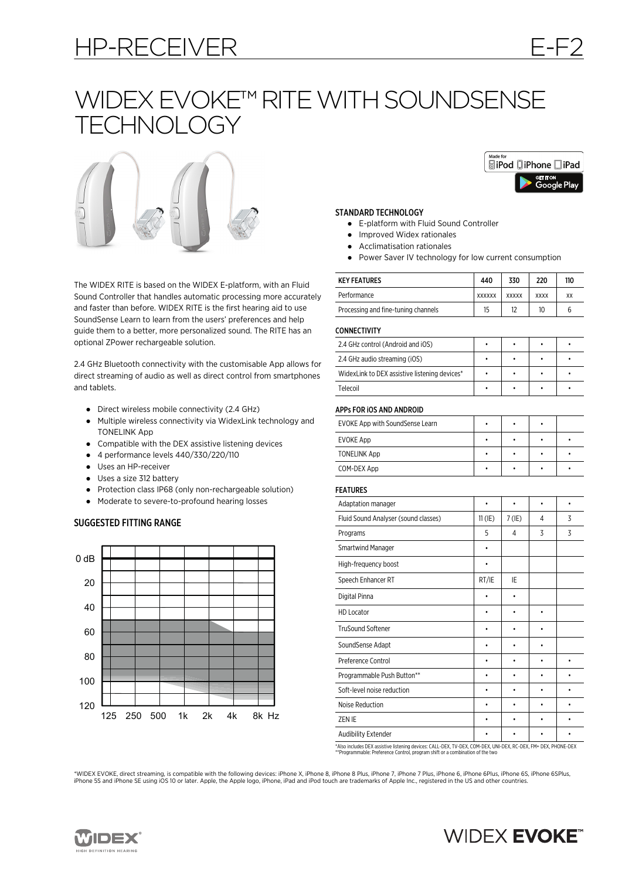# HP-RECEIVER E-F2

# WIDEX EVOKE™ RITE WITH SOUNDSENSE TECHNOLOGY

Made for iPod iPhone iPad

GET IT ON Google Play

The WIDEX RITE is based on the WIDEX E-platform, with an Fluid Sound Controller that handles automatic processing more accurately and faster than before. WIDEX RITE is the first hearing aid to use SoundSense Learn to learn from the users' preferences and help guide them to a better, more personalized sound. The RITE has an optional ZPower rechargeable solution.

2.4 GHz Bluetooth connectivity with the customisable App allows for direct streaming of audio as well as direct control from smartphones and tablets.

- Direct wireless mobile connectivity (2.4 GHz)
- Multiple wireless connectivity via WidexLink technology and TONELINK App
- Compatible with the DEX assistive listening devices
- 4 performance levels 440/330/220/110
- Uses an HP-receiver
- Uses a size 312 battery
- Protection class IP68 (only non-rechargeable solution)
- Moderate to severe-to-profound hearing losses

### SUGGESTED FITTING RANGE

### STANDARD TECHNOLOGY

- E-platform with Fluid Sound Controller
- Improved Widex rationales
- Acclimatisation rationales
- Power Saver IV technology for low current consumption

| KEY FEATURES | 440 | 330 | 220 | 110 |
|---|---|---|---|---|
| Performance | XXXXXX | XXXXX | XXXX | XX |
| Processing and fine-tuning channels | 15 | 12 | 10 | 6 |
| **CONNECTIVITY** | | | | |
| 2.4 GHz control (Android and iOS) | • | • | • | • |
| 2.4 GHz audio streaming (iOS) | • | • | • | • |
| WidexLink to DEX assistive listening devices* | • | • | • | • |
| Telecoil | • | • | • | • |
| **APPs FOR iOS AND ANDROID** | | | | |
| EVOKE App with SoundSense Learn | • | • | • | |
| EVOKE App | • | • | • | • |
| TONELINK App | • | • | • | • |
| COM-DEX App | • | • | • | • |
| **FEATURES** | | | | |
| Adaptation manager | • | • | • | • |
| Fluid Sound Analyser (sound classes) | 11 (IE) | 7 (IE) | 4 | 3 |
| Programs | 5 | 4 | 3 | 3 |
| Smartwind Manager | • | | | |
| High-frequency boost | • | | | |
| Speech Enhancer RT | RT/IE | IE | | |
| Digital Pinna | • | • | | |
| HD Locator | • | • | • | |
| TruSound Softener | • | • | • | |
| SoundSense Adapt | • | • | • | |
| Preference Control | • | • | • | • |
| Programmable Push Button** | • | • | • | • |
| Soft-level noise reduction | • | • | • | • |
| Noise Reduction | • | • | • | • |
| ZEN IE | • | • | • | • |
| Audibility Extender | • | • | • | • |

*Also includes DEX assistive listening devices: CALL-DEX, TV-DEX, COM-DEX, UNI-DEX, RC-DEX, FM+ DEX, PHONE-DEX
**Programmable: Preference Control, program shift or a combination of the two

*WIDEX EVOKE, direct streaming, is compatible with the following devices: iPhone X, iPhone 8, iPhone 8 Plus, iPhone 7, iPhone 7 Plus, iPhone 6, iPhone 6Plus, iPhone 6S, iPhone 6SPlus, iPhone 5S and iPhone SE using iOS 10 or later. Apple, the Apple logo, iPhone, iPad and iPod touch are trademarks of Apple Inc., registered in the US and other countries.

WIDEX HIGH DEFINITION HEARING

WIDEX EVOKE™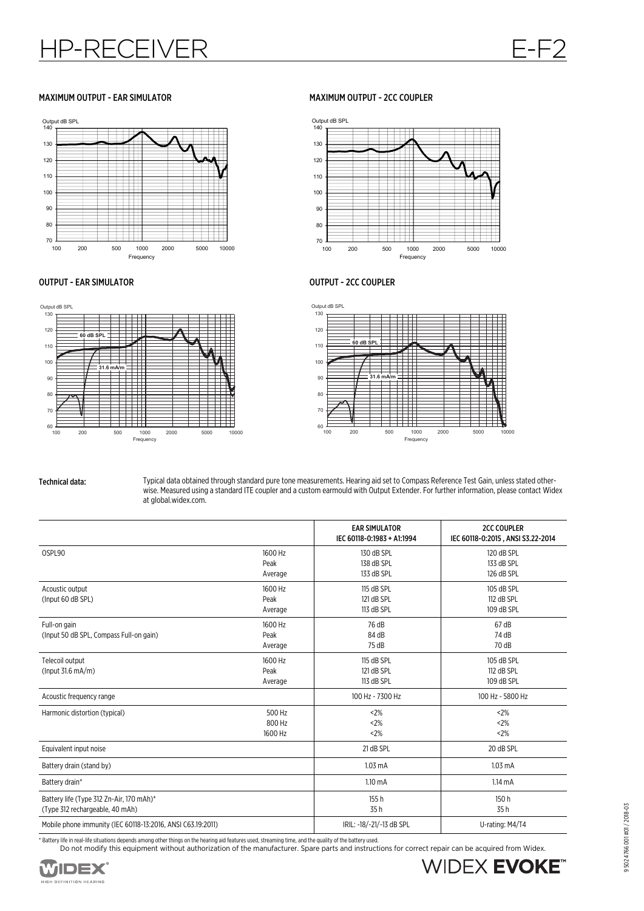# HP-RECEIVER E-F2

## MAXIMUM OUTPUT - EAR SIMULATOR

Output dB SPL
140
130
120
110
100
90
80
70
100 200 500 1000 2000 5000 10000
Frequency

## MAXIMUM OUTPUT - 2CC COUPLER

Output dB SPL
140
130
120
110
100
90
80
70
100 200 500 1000 2000 5000 10000
Frequency

## OUTPUT - EAR SIMULATOR

Output dB SPL
130
120
110
100
90
80
70
60
60 dB SPL
31.6 mA/m
100 200 500 1000 2000 5000 10000
Frequency

## OUTPUT - 2CC COUPLER

Output dB SPL
130
120
110
100
90
80
70
60
60 dB SPL
31.6 mA/m
100 200 500 1000 2000 5000 10000
Frequency

**Technical data:**

Typical data obtained through standard pure tone measurements. Hearing aid set to Compass Reference Test Gain, unless stated otherwise. Measured using a standard ITE coupler and a custom earmould with Output Extender. For further information, please contact Widex at global.widex.com.

| | | EAR SIMULATOR IEC 60118-0:1983 + A1:1994 | 2CC COUPLER IEC 60118-0:2015 , ANSI S3.22-2014 |
|---|---|---|---|
| OSPL90 | 1600 Hz<br>Peak<br>Average | 130 dB SPL<br>138 dB SPL<br>133 dB SPL | 120 dB SPL<br>133 dB SPL<br>126 dB SPL |
| Acoustic output<br>(Input 60 dB SPL) | 1600 Hz<br>Peak<br>Average | 115 dB SPL<br>121 dB SPL<br>113 dB SPL | 105 dB SPL<br>112 dB SPL<br>109 dB SPL |
| Full-on gain<br>(Input 50 dB SPL, Compass Full-on gain) | 1600 Hz<br>Peak<br>Average | 76 dB<br>84 dB<br>75 dB | 67 dB<br>74 dB<br>70 dB |
| Telecoil output<br>(Input 31.6 mA/m) | 1600 Hz<br>Peak<br>Average | 115 dB SPL<br>121 dB SPL<br>113 dB SPL | 105 dB SPL<br>112 dB SPL<br>109 dB SPL |
| Acoustic frequency range | | 100 Hz - 7300 Hz | 100 Hz - 5800 Hz |
| Harmonic distortion (typical) | 500 Hz<br>800 Hz<br>1600 Hz | <2%<br><2%<br><2% | <2%<br><2%<br><2% |
| Equivalent input noise | | 21 dB SPL | 20 dB SPL |
| Battery drain (stand by) | | 1.03 mA | 1.03 mA |
| Battery drain* | | 1.10 mA | 1.14 mA |
| Battery life (Type 312 Zn-Air, 170 mAh)*<br>(Type 312 rechargeable, 40 mAh) | | 155 h<br>35 h | 150 h<br>35 h |
| Mobile phone immunity (IEC 60118-13:2016, ANSI C63.19:2011) | | IRIL: -18/-21/-13 dB SPL | U-rating: M4/T4 |

* Battery life in real-life situations depends among other things on the hearing aid features used, streaming time, and the quality of the battery used.

Do not modify this equipment without authorization of the manufacturer. Spare parts and instructions for correct repair can be acquired from Widex.

WIDEX HIGH DEFINITION HEARING

WIDEX EVOKE™

9 502 4766 001 #01 / 2018-03